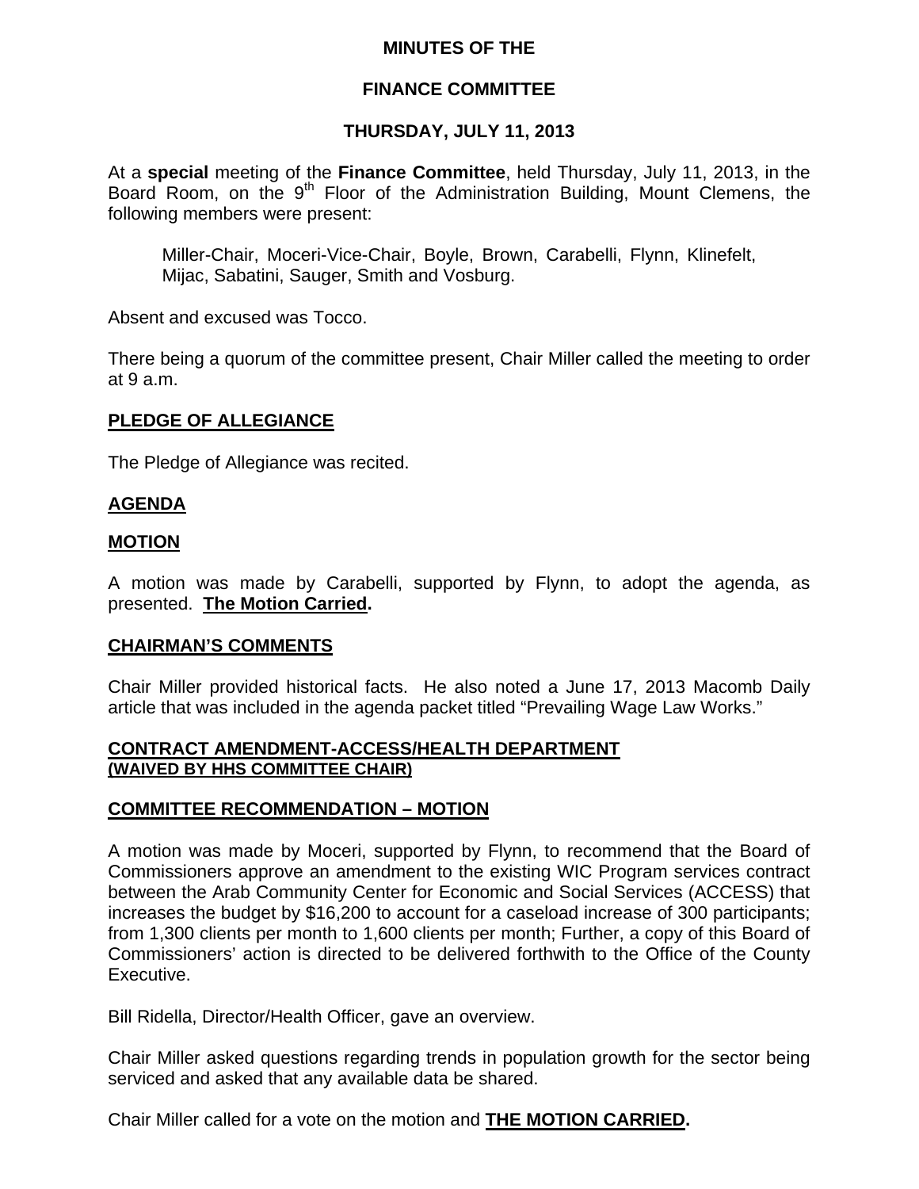**MINUTES OF THE**

**FINANCE COMMITTEE**

**THURSDAY, JULY 11, 2013**

At a **special** meeting of the **Finance Committee**, held Thursday, July 11, 2013, in the Board Room, on the 9th Floor of the Administration Building, Mount Clemens, the following members were present:

Miller-Chair, Moceri-Vice-Chair, Boyle, Brown, Carabelli, Flynn, Klinefelt, Mijac, Sabatini, Sauger, Smith and Vosburg.

Absent and excused was Tocco.

There being a quorum of the committee present, Chair Miller called the meeting to order at 9 a.m.

**PLEDGE OF ALLEGIANCE**

The Pledge of Allegiance was recited.

**AGENDA**

**MOTION**

A motion was made by Carabelli, supported by Flynn, to adopt the agenda, as presented. **The Motion Carried.**

**CHAIRMAN'S COMMENTS**

Chair Miller provided historical facts. He also noted a June 17, 2013 Macomb Daily article that was included in the agenda packet titled "Prevailing Wage Law Works."

**CONTRACT AMENDMENT-ACCESS/HEALTH DEPARTMENT**
**(WAIVED BY HHS COMMITTEE CHAIR)**

**COMMITTEE RECOMMENDATION – MOTION**

A motion was made by Moceri, supported by Flynn, to recommend that the Board of Commissioners approve an amendment to the existing WIC Program services contract between the Arab Community Center for Economic and Social Services (ACCESS) that increases the budget by $16,200 to account for a caseload increase of 300 participants; from 1,300 clients per month to 1,600 clients per month; Further, a copy of this Board of Commissioners' action is directed to be delivered forthwith to the Office of the County Executive.

Bill Ridella, Director/Health Officer, gave an overview.

Chair Miller asked questions regarding trends in population growth for the sector being serviced and asked that any available data be shared.

Chair Miller called for a vote on the motion and **THE MOTION CARRIED.**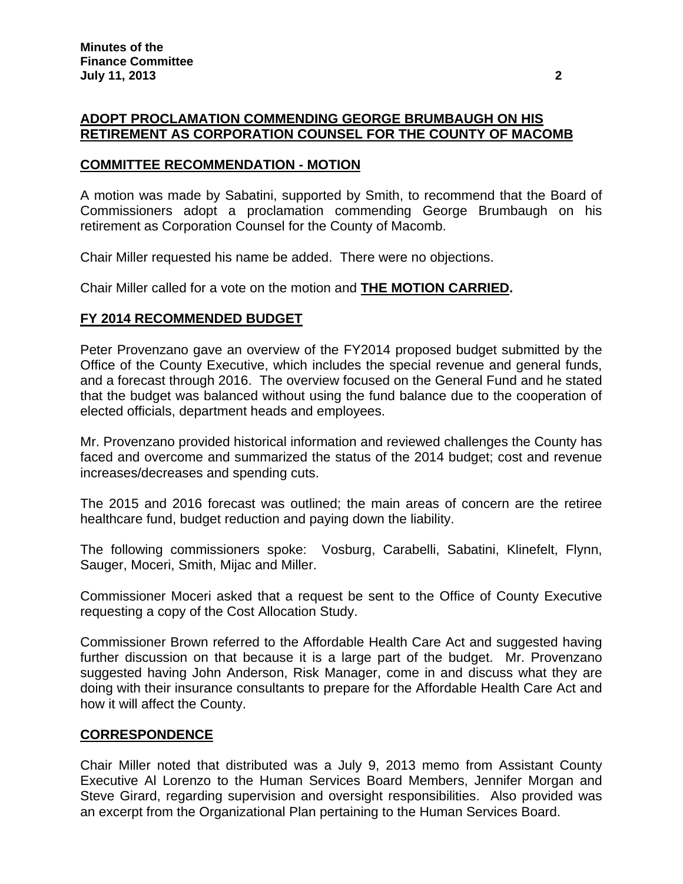## ADOPT PROCLAMATION COMMENDING GEORGE BRUMBAUGH ON HIS RETIREMENT AS CORPORATION COUNSEL FOR THE COUNTY OF MACOMB

### COMMITTEE RECOMMENDATION - MOTION

A motion was made by Sabatini, supported by Smith, to recommend that the Board of Commissioners adopt a proclamation commending George Brumbaugh on his retirement as Corporation Counsel for the County of Macomb.

Chair Miller requested his name be added. There were no objections.

Chair Miller called for a vote on the motion and **THE MOTION CARRIED.**

## FY 2014 RECOMMENDED BUDGET

Peter Provenzano gave an overview of the FY2014 proposed budget submitted by the Office of the County Executive, which includes the special revenue and general funds, and a forecast through 2016. The overview focused on the General Fund and he stated that the budget was balanced without using the fund balance due to the cooperation of elected officials, department heads and employees.

Mr. Provenzano provided historical information and reviewed challenges the County has faced and overcome and summarized the status of the 2014 budget; cost and revenue increases/decreases and spending cuts.

The 2015 and 2016 forecast was outlined; the main areas of concern are the retiree healthcare fund, budget reduction and paying down the liability.

The following commissioners spoke: Vosburg, Carabelli, Sabatini, Klinefelt, Flynn, Sauger, Moceri, Smith, Mijac and Miller.

Commissioner Moceri asked that a request be sent to the Office of County Executive requesting a copy of the Cost Allocation Study.

Commissioner Brown referred to the Affordable Health Care Act and suggested having further discussion on that because it is a large part of the budget. Mr. Provenzano suggested having John Anderson, Risk Manager, come in and discuss what they are doing with their insurance consultants to prepare for the Affordable Health Care Act and how it will affect the County.

## CORRESPONDENCE

Chair Miller noted that distributed was a July 9, 2013 memo from Assistant County Executive Al Lorenzo to the Human Services Board Members, Jennifer Morgan and Steve Girard, regarding supervision and oversight responsibilities. Also provided was an excerpt from the Organizational Plan pertaining to the Human Services Board.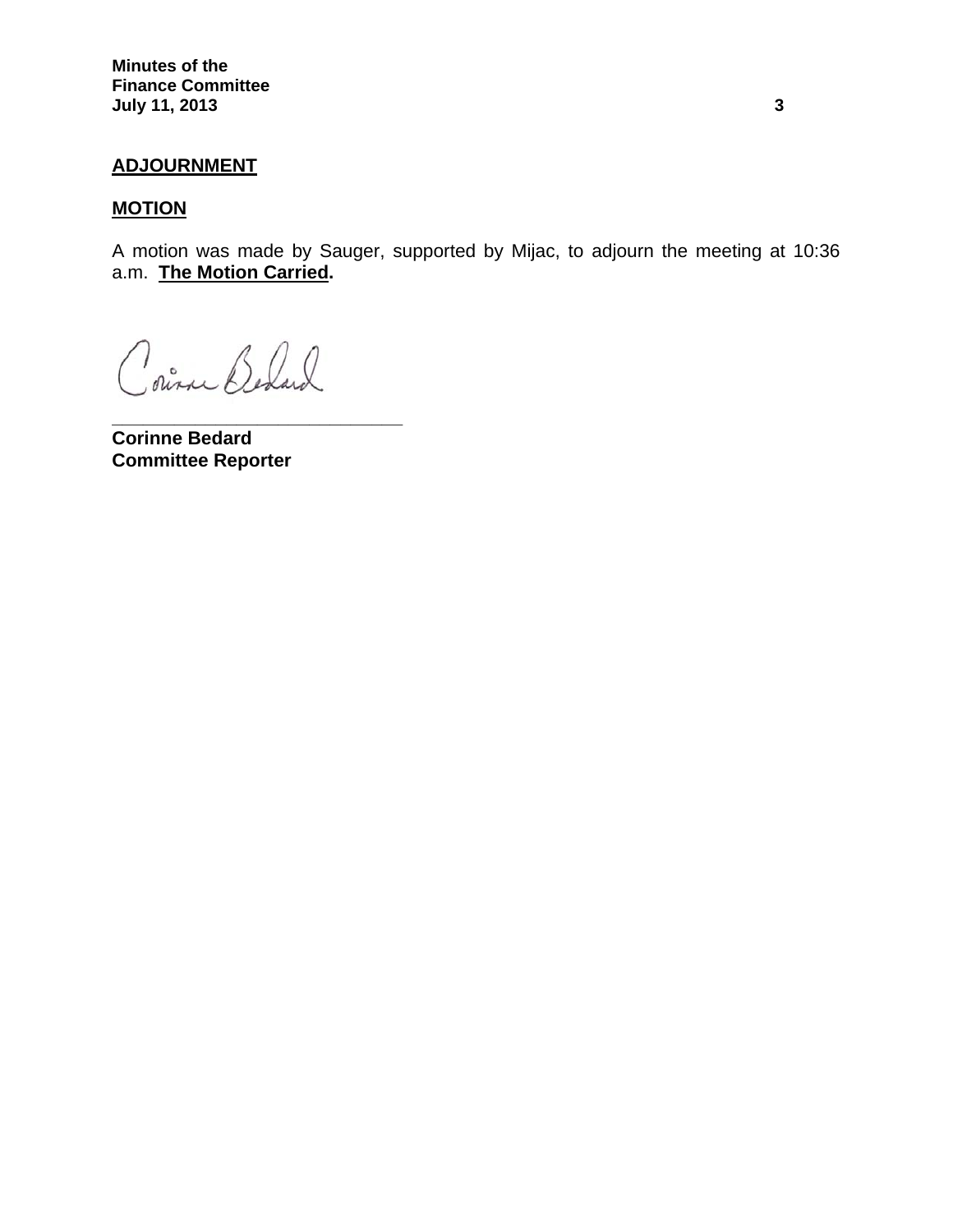**ADJOURNMENT**

**MOTION**

A motion was made by Sauger, supported by Mijac, to adjourn the meeting at 10:36 a.m. **The Motion Carried.**

\_\_\_\_\_\_\_\_\_\_\_\_\_\_\_\_\_\_\_\_\_\_\_\_\_\_\_\_\_\_

**Corinne Bedard**
**Committee Reporter**